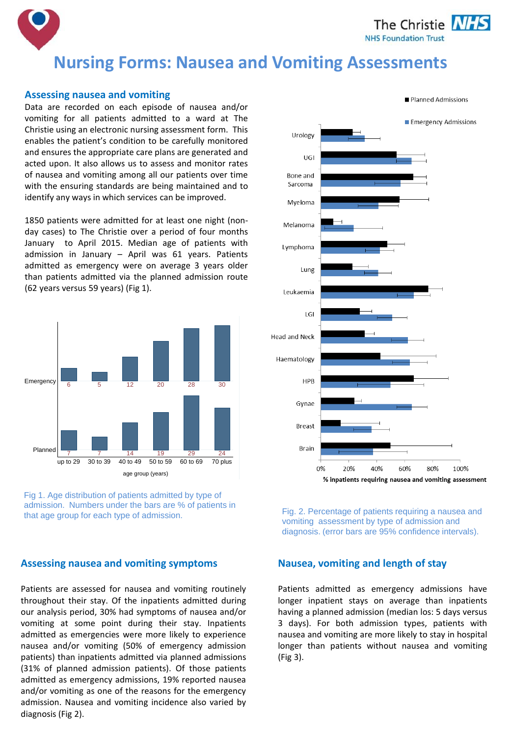# Nursing Forms: Nausea and Vomiting Assessments

## Assessing nausea and vomiting

Data are recorded on each episode of nausea and/or vomiting for all patients admitted to a ward at The Christie using an electronic nursing assessment form. This enables the patient's condition to be carefully monitored and ensures the appropriate care plans are generated and acted upon. It also allows us to assess and monitor rates of nausea and vomiting among all our patients over time with the ensuring standards are being maintained and to identify any ways in which services can be improved.

1850 patients were admitted for at least one night (non-day cases) to The Christie over a period of four months January to April 2015. Median age of patients with admission in January – April was 61 years. Patients admitted as emergency were on average 3 years older than patients admitted via the planned admission route (62 years versus 59 years) (Fig 1).

| | up to 29 | 30 to 39 | 40 to 49 | 50 to 59 | 60 to 69 | 70 plus |
|---|---|---|---|---|---|---|
| Emergency | 6 | 5 | 12 | 20 | 28 | 30 |
| Planned | 7 | 7 | 14 | 19 | 29 | 24 |

age group (years)

Fig 1. Age distribution of patients admitted by type of admission. Numbers under the bars are % of patients in that age group for each type of admission.

Fig. 2. Percentage of patients requiring a nausea and vomiting assessment by type of admission and diagnosis. (error bars are 95% confidence intervals).

## Assessing nausea and vomiting symptoms

Patients are assessed for nausea and vomiting routinely throughout their stay. Of the inpatients admitted during our analysis period, 30% had symptoms of nausea and/or vomiting at some point during their stay. Inpatients admitted as emergencies were more likely to experience nausea and/or vomiting (50% of emergency admission patients) than inpatients admitted via planned admissions (31% of planned admission patients). Of those patients admitted as emergency admissions, 19% reported nausea and/or vomiting as one of the reasons for the emergency admission. Nausea and vomiting incidence also varied by diagnosis (Fig 2).

## Nausea, vomiting and length of stay

Patients admitted as emergency admissions have longer inpatient stays on average than inpatients having a planned admission (median los: 5 days versus 3 days). For both admission types, patients with nausea and vomiting are more likely to stay in hospital longer than patients without nausea and vomiting (Fig 3).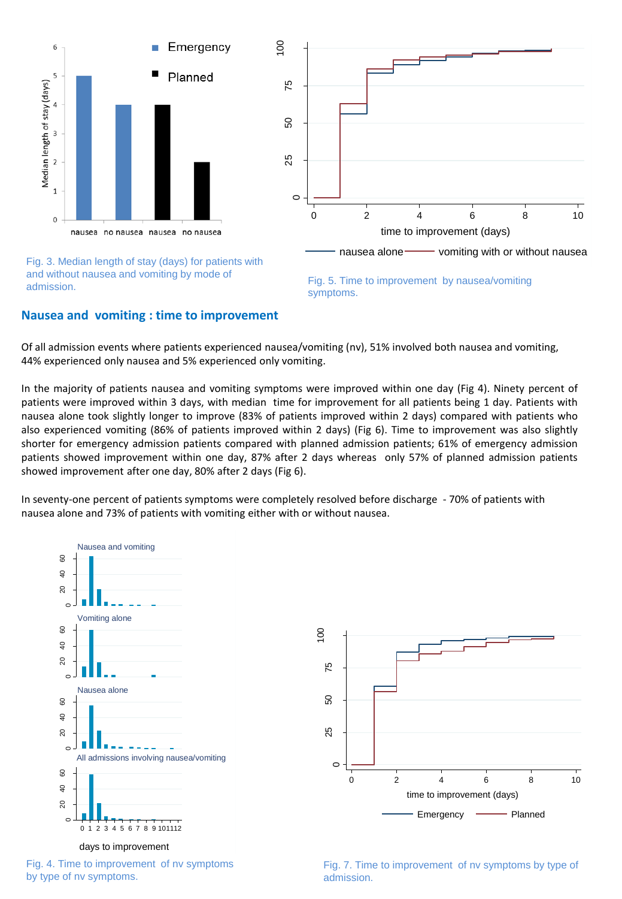6
5
4
3
2
1
0

Median length of stay (days)

Emergency

Planned

nausea no nausea nausea no nausea

Fig. 3. Median length of stay (days) for patients with and without nausea and vomiting by mode of admission.

100
75
50
25
0

0 2 4 6 8 10

time to improvement (days)

nausea alone — vomiting with or without nausea

Fig. 5. Time to improvement by nausea/vomiting symptoms.

## Nausea and vomiting : time to improvement

Of all admission events where patients experienced nausea/vomiting (nv), 51% involved both nausea and vomiting, 44% experienced only nausea and 5% experienced only vomiting.

In the majority of patients nausea and vomiting symptoms were improved within one day (Fig 4). Ninety percent of patients were improved within 3 days, with median time for improvement for all patients being 1 day. Patients with nausea alone took slightly longer to improve (83% of patients improved within 2 days) compared with patients who also experienced vomiting (86% of patients improved within 2 days) (Fig 6). Time to improvement was also slightly shorter for emergency admission patients compared with planned admission patients; 61% of emergency admission patients showed improvement within one day, 87% after 2 days whereas only 57% of planned admission patients showed improvement after one day, 80% after 2 days (Fig 6).

In seventy-one percent of patients symptoms were completely resolved before discharge - 70% of patients with nausea alone and 73% of patients with vomiting either with or without nausea.

Nausea and vomiting
60
40
20
0

Vomiting alone
60
40
20
0

Nausea alone
60
40
20
0

All admissions involving nausea/vomiting
60
40
20
0

0 1 2 3 4 5 6 7 8 9 10 11 12

days to improvement

Fig. 4. Time to improvement of nv symptoms by type of nv symptoms.

100
75
50
25
0

0 2 4 6 8 10

time to improvement (days)

Emergency — Planned

Fig. 7. Time to improvement of nv symptoms by type of admission.